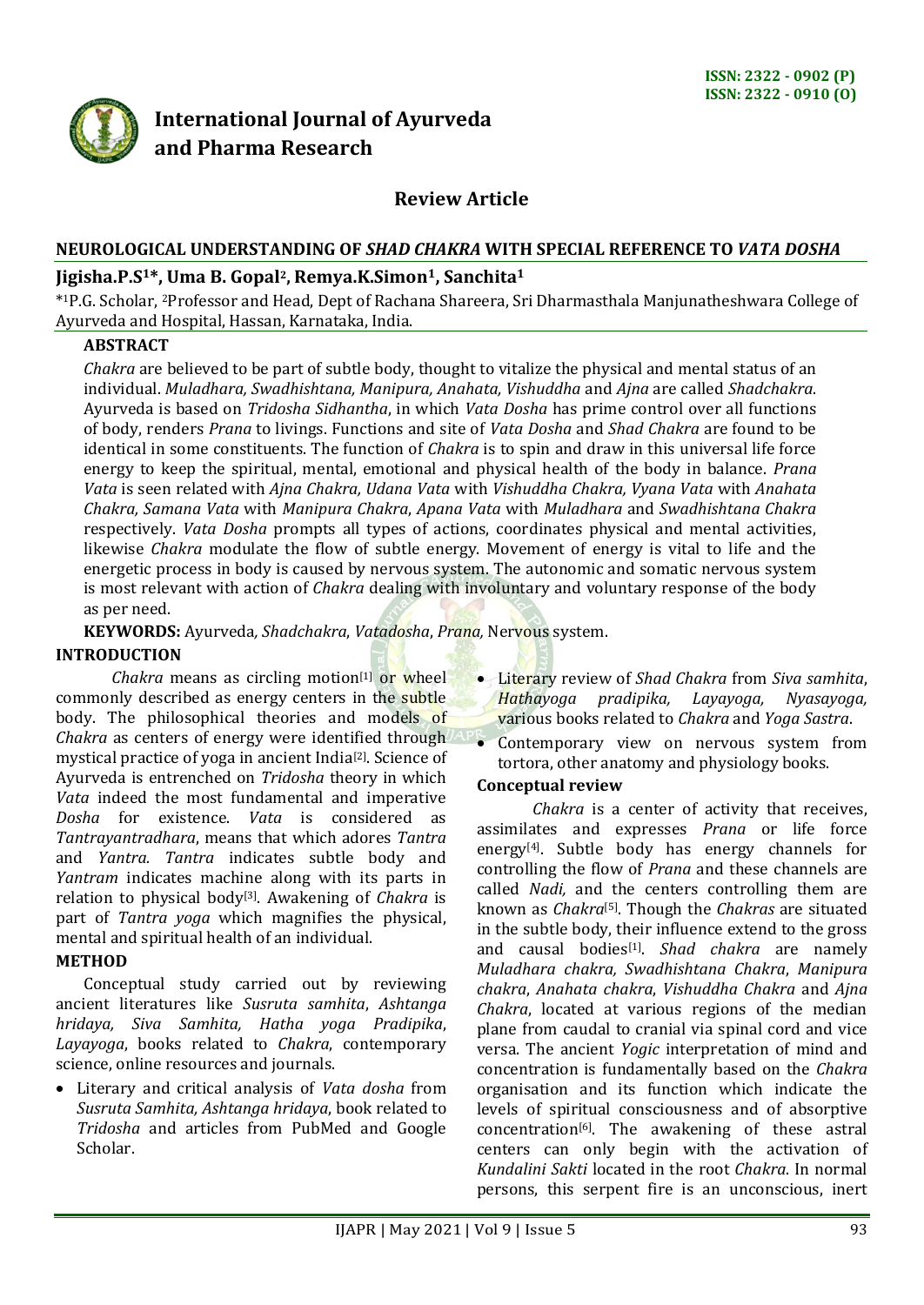ISSN: 2322 - 0902 (P)
ISSN: 2322 - 0910 (O)

**International Journal of Ayurveda and Pharma Research**

**Review Article**

## NEUROLOGICAL UNDERSTANDING OF *SHAD CHAKRA* WITH SPECIAL REFERENCE TO *VATA DOSHA*

**Jigisha.P.S[1]*, Uma B. Gopal[2], Remya.K.Simon[1], Sanchita[1]**

*[1]P.G. Scholar, [2]Professor and Head, Dept of Rachana Shareera, Sri Dharmasthala Manjunatheshwara College of Ayurveda and Hospital, Hassan, Karnataka, India.

### ABSTRACT

*Chakra* are believed to be part of subtle body, thought to vitalize the physical and mental status of an individual. *Muladhara, Swadhishtana, Manipura, Anahata, Vishuddha* and *Ajna* are called *Shadchakra*. Ayurveda is based on *Tridosha Sidhantha*, in which *Vata Dosha* has prime control over all functions of body, renders *Prana* to livings. Functions and site of *Vata Dosha* and *Shad Chakra* are found to be identical in some constituents. The function of *Chakra* is to spin and draw in this universal life force energy to keep the spiritual, mental, emotional and physical health of the body in balance. *Prana Vata* is seen related with *Ajna Chakra, Udana Vata* with *Vishuddha Chakra, Vyana Vata* with *Anahata Chakra, Samana Vata* with *Manipura Chakra*, *Apana Vata* with *Muladhara* and *Swadhishtana Chakra* respectively. *Vata Dosha* prompts all types of actions, coordinates physical and mental activities, likewise *Chakra* modulate the flow of subtle energy. Movement of energy is vital to life and the energetic process in body is caused by nervous system. The autonomic and somatic nervous system is most relevant with action of *Chakra* dealing with involuntary and voluntary response of the body as per need.

**KEYWORDS:** Ayurveda*, Shadchakra*, *Vatadosha*, *Prana,* Nervous system.

### INTRODUCTION

*Chakra* means as circling motion[1] or wheel commonly described as energy centers in the subtle body. The philosophical theories and models of *Chakra* as centers of energy were identified through mystical practice of yoga in ancient India[2]. Science of Ayurveda is entrenched on *Tridosha* theory in which *Vata* indeed the most fundamental and imperative *Dosha* for existence. *Vata* is considered as *Tantrayantradhara*, means that which adores *Tantra* and *Yantra. Tantra* indicates subtle body and *Yantram* indicates machine along with its parts in relation to physical body[3]. Awakening of *Chakra* is part of *Tantra yoga* which magnifies the physical, mental and spiritual health of an individual.

### METHOD

Conceptual study carried out by reviewing ancient literatures like *Susruta samhita*, *Ashtanga hridaya, Siva Samhita, Hatha yoga Pradipika*, *Layayoga*, books related to *Chakra*, contemporary science, online resources and journals.

- Literary and critical analysis of *Vata dosha* from *Susruta Samhita, Ashtanga hridaya*, book related to *Tridosha* and articles from PubMed and Google Scholar.
- Literary review of *Shad Chakra* from *Siva samhita*, *Hathayoga pradipika, Layayoga, Nyasayoga,* various books related to *Chakra* and *Yoga Sastra*.
- Contemporary view on nervous system from tortora, other anatomy and physiology books.

### Conceptual review

*Chakra* is a center of activity that receives, assimilates and expresses *Prana* or life force energy[4]. Subtle body has energy channels for controlling the flow of *Prana* and these channels are called *Nadi,* and the centers controlling them are known as *Chakra*[5]. Though the *Chakras* are situated in the subtle body, their influence extend to the gross and causal bodies[1]. *Shad chakra* are namely *Muladhara chakra, Swadhishtana Chakra*, *Manipura chakra*, *Anahata chakra*, *Vishuddha Chakra* and *Ajna Chakra*, located at various regions of the median plane from caudal to cranial via spinal cord and vice versa. The ancient *Yogic* interpretation of mind and concentration is fundamentally based on the *Chakra* organisation and its function which indicate the levels of spiritual consciousness and of absorptive concentration[6]. The awakening of these astral centers can only begin with the activation of *Kundalini Sakti* located in the root *Chakra*. In normal persons, this serpent fire is an unconscious, inert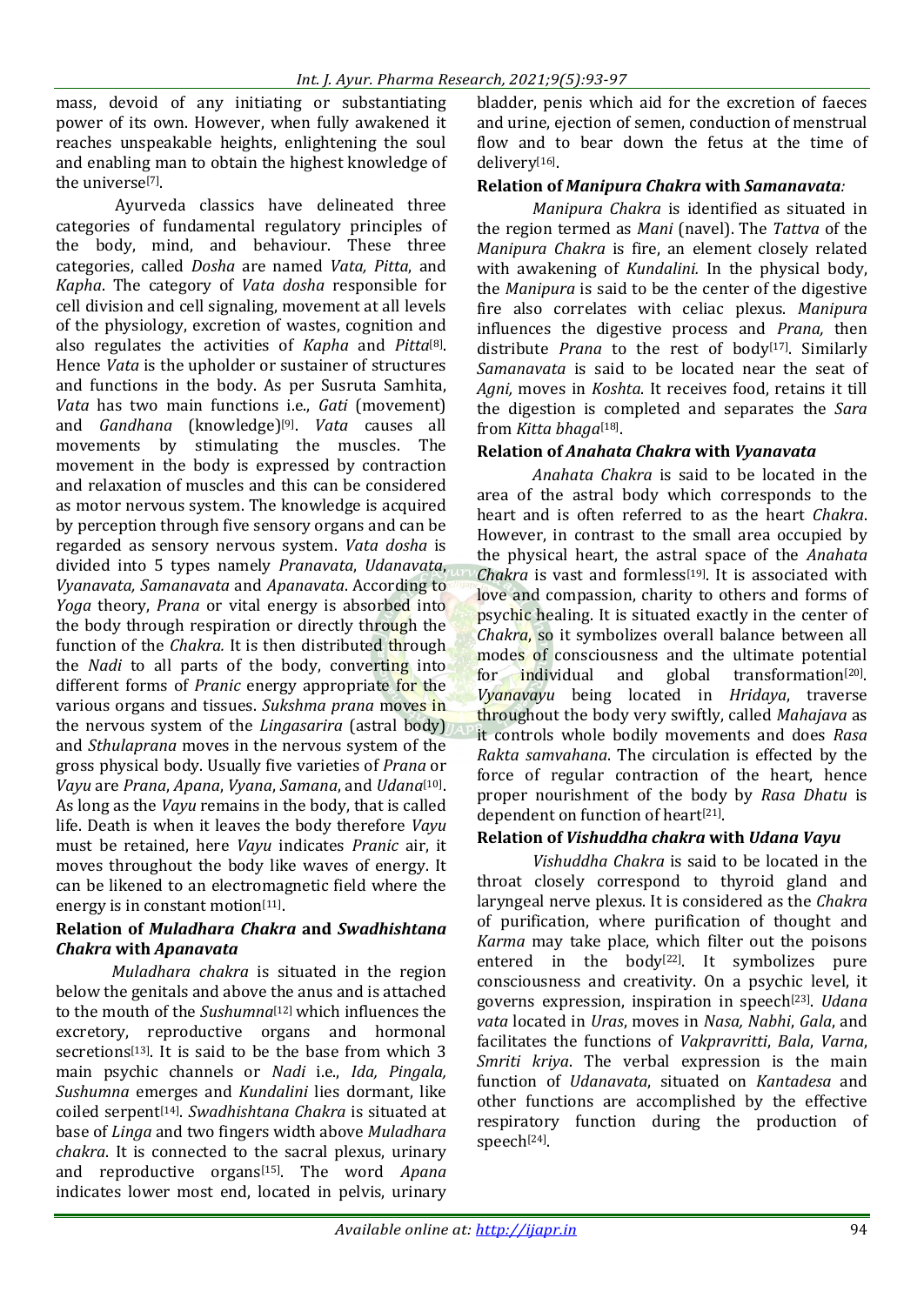mass, devoid of any initiating or substantiating power of its own. However, when fully awakened it reaches unspeakable heights, enlightening the soul and enabling man to obtain the highest knowledge of the universe[7].

Ayurveda classics have delineated three categories of fundamental regulatory principles of the body, mind, and behaviour. These three categories, called *Dosha* are named *Vata, Pitta*, and *Kapha*. The category of *Vata dosha* responsible for cell division and cell signaling, movement at all levels of the physiology, excretion of wastes, cognition and also regulates the activities of *Kapha* and *Pitta*[8]. Hence *Vata* is the upholder or sustainer of structures and functions in the body. As per Susruta Samhita, *Vata* has two main functions i.e., *Gati* (movement) and *Gandhana* (knowledge)[9]. *Vata* causes all movements by stimulating the muscles. The movement in the body is expressed by contraction and relaxation of muscles and this can be considered as motor nervous system. The knowledge is acquired by perception through five sensory organs and can be regarded as sensory nervous system. *Vata dosha* is divided into 5 types namely *Pranavata*, *Udanavata*, *Vyanavata, Samanavata* and *Apanavata*. According to *Yoga* theory, *Prana* or vital energy is absorbed into the body through respiration or directly through the function of the *Chakra.* It is then distributed through the *Nadi* to all parts of the body, converting into different forms of *Pranic* energy appropriate for the various organs and tissues. *Sukshma prana* moves in the nervous system of the *Lingasarira* (astral body) and *Sthulaprana* moves in the nervous system of the gross physical body. Usually five varieties of *Prana* or *Vayu* are *Prana*, *Apana*, *Vyana*, *Samana*, and *Udana*[10]. As long as the *Vayu* remains in the body, that is called life. Death is when it leaves the body therefore *Vayu* must be retained, here *Vayu* indicates *Pranic* air, it moves throughout the body like waves of energy. It can be likened to an electromagnetic field where the energy is in constant motion[11].

### Relation of *Muladhara Chakra* and *Swadhishtana Chakra* with *Apanavata*

*Muladhara chakra* is situated in the region below the genitals and above the anus and is attached to the mouth of the *Sushumna*[12] which influences the excretory, reproductive organs and hormonal secretions[13]. It is said to be the base from which 3 main psychic channels or *Nadi* i.e., *Ida, Pingala, Sushumna* emerges and *Kundalini* lies dormant, like coiled serpent[14]. *Swadhishtana Chakra* is situated at base of *Linga* and two fingers width above *Muladhara chakra*. It is connected to the sacral plexus, urinary and reproductive organs[15]. The word *Apana* indicates lower most end, located in pelvis, urinary bladder, penis which aid for the excretion of faeces and urine, ejection of semen, conduction of menstrual flow and to bear down the fetus at the time of delivery[16].

### Relation of *Manipura Chakra* with *Samanavata:*

*Manipura Chakra* is identified as situated in the region termed as *Mani* (navel). The *Tattva* of the *Manipura Chakra* is fire, an element closely related with awakening of *Kundalini.* In the physical body, the *Manipura* is said to be the center of the digestive fire also correlates with celiac plexus. *Manipura* influences the digestive process and *Prana,* then distribute *Prana* to the rest of body[17]. Similarly *Samanavata* is said to be located near the seat of *Agni,* moves in *Koshta*. It receives food, retains it till the digestion is completed and separates the *Sara* from *Kitta bhaga*[18].

### Relation of *Anahata Chakra* with *Vyanavata*

*Anahata Chakra* is said to be located in the area of the astral body which corresponds to the heart and is often referred to as the heart *Chakra*. However, in contrast to the small area occupied by the physical heart, the astral space of the *Anahata Chakra* is vast and formless[19]. It is associated with love and compassion, charity to others and forms of psychic healing. It is situated exactly in the center of *Chakra*, so it symbolizes overall balance between all modes of consciousness and the ultimate potential for individual and global transformation[20]. *Vyanavayu* being located in *Hridaya*, traverse throughout the body very swiftly, called *Mahajava* as it controls whole bodily movements and does *Rasa Rakta samvahana*. The circulation is effected by the force of regular contraction of the heart, hence proper nourishment of the body by *Rasa Dhatu* is dependent on function of heart[21].

### Relation of *Vishuddha chakra* with *Udana Vayu*

*Vishuddha Chakra* is said to be located in the throat closely correspond to thyroid gland and laryngeal nerve plexus. It is considered as the *Chakra* of purification, where purification of thought and *Karma* may take place, which filter out the poisons entered in the body[22]. It symbolizes pure consciousness and creativity. On a psychic level, it governs expression, inspiration in speech[23]. *Udana vata* located in *Uras*, moves in *Nasa, Nabhi*, *Gala*, and facilitates the functions of *Vakpravritti*, *Bala*, *Varna*, *Smriti kriya*. The verbal expression is the main function of *Udanavata*, situated on *Kantadesa* and other functions are accomplished by the effective respiratory function during the production of speech[24].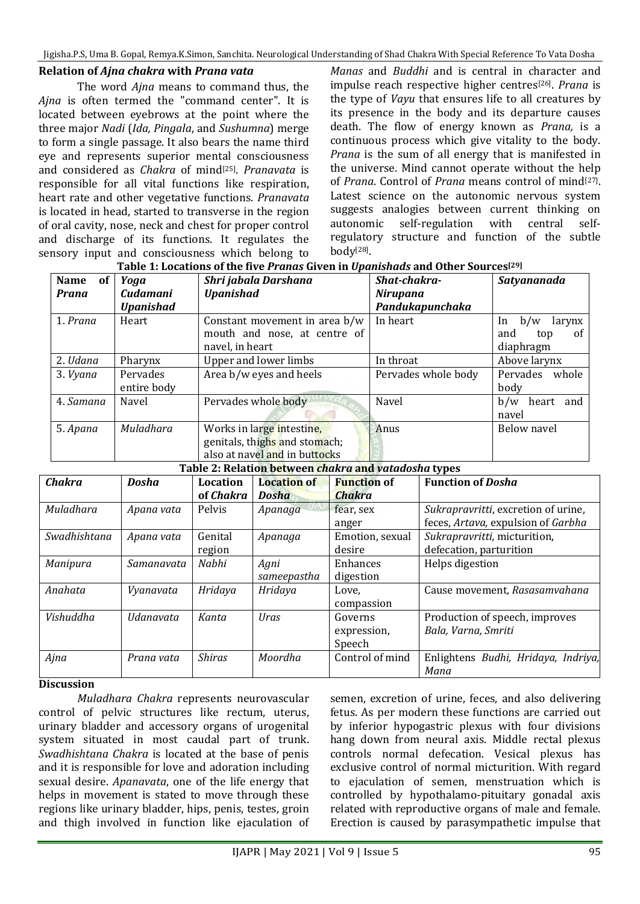### Relation of *Ajna chakra* with *Prana vata*

The word *Ajna* means to command thus, the *Ajna* is often termed the "command center". It is located between eyebrows at the point where the three major *Nadi* (*Ida, Pingala*, and *Sushumna*) merge to form a single passage. It also bears the name third eye and represents superior mental consciousness and considered as *Chakra* of mind[25]. *Pranavata* is responsible for all vital functions like respiration, heart rate and other vegetative functions. *Pranavata* is located in head, started to transverse in the region of oral cavity, nose, neck and chest for proper control and discharge of its functions. It regulates the sensory input and consciousness which belong to *Manas* and *Buddhi* and is central in character and impulse reach respective higher centres[26]. *Prana* is the type of *Vayu* that ensures life to all creatures by its presence in the body and its departure causes death. The flow of energy known as *Prana,* is a continuous process which give vitality to the body. *Prana* is the sum of all energy that is manifested in the universe. Mind cannot operate without the help of *Prana*. Control of *Prana* means control of mind[27]. Latest science on the autonomic nervous system suggests analogies between current thinking on autonomic self-regulation with central self-regulatory structure and function of the subtle body[28].

**Table 1: Locations of the five *Pranas* Given in *Upanishads* and Other Sources[29]**

| Name of *Prana* | *Yoga Cudamani Upanishad* | *Shri jabala Darshana Upanishad* | *Shat-chakra-Nirupana Pandukapunchaka* | *Satyananada* |
|---|---|---|---|---|
| 1. *Prana* | Heart | Constant movement in area b/w mouth and nose, at centre of navel, in heart | In heart | In b/w larynx and top of diaphragm |
| 2. *Udana* | Pharynx | Upper and lower limbs | In throat | Above larynx |
| 3. *Vyana* | Pervades entire body | Area b/w eyes and heels | Pervades whole body | Pervades whole body |
| 4. *Samana* | Navel | Pervades whole body | Navel | b/w heart and navel |
| 5. *Apana* | *Muladhara* | Works in large intestine, genitals, thighs and stomach; also at navel and in buttocks | Anus | Below navel |

**Table 2: Relation between *chakra* and *vatadosha* types**

| *Chakra* | *Dosha* | Location of *Chakra* | Location of *Dosha* | Function of *Chakra* | Function of *Dosha* |
|---|---|---|---|---|---|
| *Muladhara* | *Apana vata* | Pelvis | *Apanaga* | fear, sex anger | *Sukrapravritti*, excretion of urine, feces, *Artava,* expulsion of *Garbha* |
| *Swadhishtana* | *Apana vata* | Genital region | *Apanaga* | Emotion, sexual desire | *Sukrapravritti*, micturition, defecation, parturition |
| *Manipura* | *Samanavata* | *Nabhi* | *Agni sameepastha* | Enhances digestion | Helps digestion |
| *Anahata* | *Vyanavata* | *Hridaya* | *Hridaya* | Love, compassion | Cause movement, *Rasasamvahana* |
| *Vishuddha* | *Udanavata* | *Kanta* | *Uras* | Governs expression, Speech | Production of speech, improves *Bala, Varna, Smriti* |
| *Ajna* | *Prana vata* | *Shiras* | *Moordha* | Control of mind | Enlightens *Budhi, Hridaya, Indriya, Mana* |

## Discussion

*Muladhara Chakra* represents neurovascular control of pelvic structures like rectum, uterus, urinary bladder and accessory organs of urogenital system situated in most caudal part of trunk. *Swadhishtana Chakra* is located at the base of penis and it is responsible for love and adoration including sexual desire. *Apanavata*, one of the life energy that helps in movement is stated to move through these regions like urinary bladder, hips, penis, testes, groin and thigh involved in function like ejaculation of semen, excretion of urine, feces, and also delivering fetus. As per modern these functions are carried out by inferior hypogastric plexus with four divisions hang down from neural axis. Middle rectal plexus controls normal defecation. Vesical plexus has exclusive control of normal micturition. With regard to ejaculation of semen, menstruation which is controlled by hypothalamo-pituitary gonadal axis related with reproductive organs of male and female. Erection is caused by parasympathetic impulse that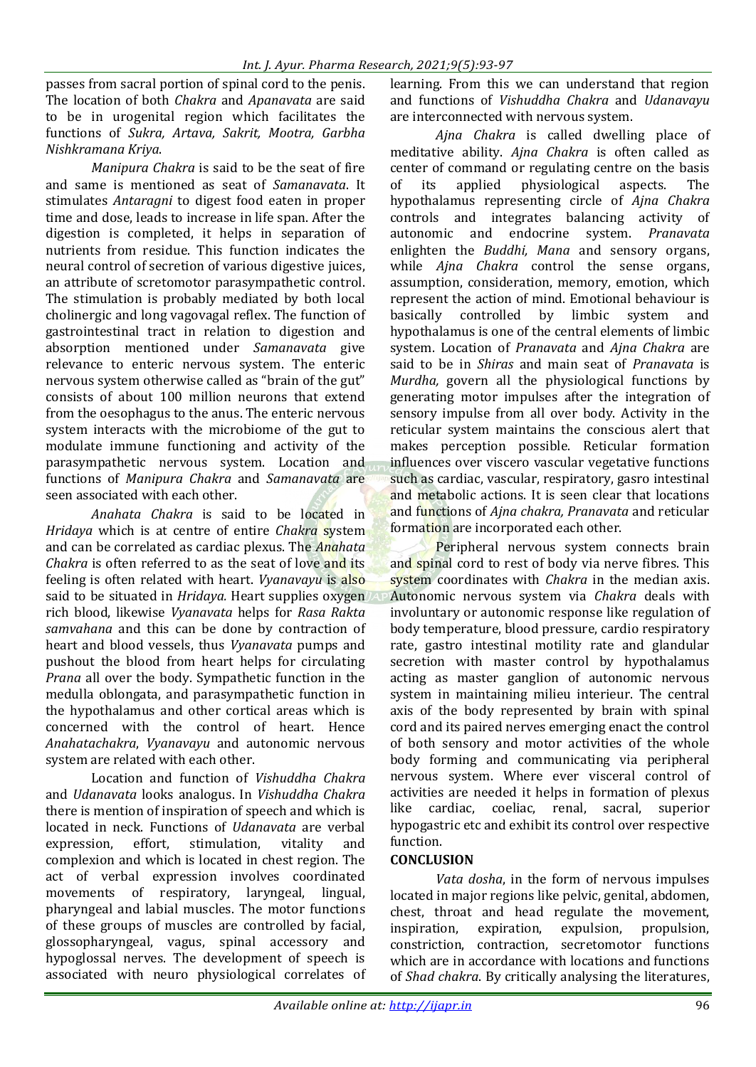passes from sacral portion of spinal cord to the penis. The location of both *Chakra* and *Apanavata* are said to be in urogenital region which facilitates the functions of *Sukra, Artava, Sakrit, Mootra, Garbha Nishkramana Kriya*.

*Manipura Chakra* is said to be the seat of fire and same is mentioned as seat of *Samanavata*. It stimulates *Antaragni* to digest food eaten in proper time and dose, leads to increase in life span. After the digestion is completed, it helps in separation of nutrients from residue. This function indicates the neural control of secretion of various digestive juices, an attribute of scretomotor parasympathetic control. The stimulation is probably mediated by both local cholinergic and long vagovagal reflex. The function of gastrointestinal tract in relation to digestion and absorption mentioned under *Samanavata* give relevance to enteric nervous system. The enteric nervous system otherwise called as "brain of the gut" consists of about 100 million neurons that extend from the oesophagus to the anus. The enteric nervous system interacts with the microbiome of the gut to modulate immune functioning and activity of the parasympathetic nervous system. Location and functions of *Manipura Chakra* and *Samanavata* are seen associated with each other.

*Anahata Chakra* is said to be located in *Hridaya* which is at centre of entire *Chakra* system and can be correlated as cardiac plexus. The *Anahata Chakra* is often referred to as the seat of love and its feeling is often related with heart. *Vyanavayu* is also said to be situated in *Hridaya.* Heart supplies oxygen rich blood, likewise *Vyanavata* helps for *Rasa Rakta samvahana* and this can be done by contraction of heart and blood vessels, thus *Vyanavata* pumps and pushout the blood from heart helps for circulating *Prana* all over the body. Sympathetic function in the medulla oblongata, and parasympathetic function in the hypothalamus and other cortical areas which is concerned with the control of heart. Hence *Anahatachakra*, *Vyanavayu* and autonomic nervous system are related with each other.

Location and function of *Vishuddha Chakra* and *Udanavata* looks analogus. In *Vishuddha Chakra* there is mention of inspiration of speech and which is located in neck. Functions of *Udanavata* are verbal expression, effort, stimulation, vitality and complexion and which is located in chest region. The act of verbal expression involves coordinated movements of respiratory, laryngeal, lingual, pharyngeal and labial muscles. The motor functions of these groups of muscles are controlled by facial, glossopharyngeal, vagus, spinal accessory and hypoglossal nerves. The development of speech is associated with neuro physiological correlates of learning. From this we can understand that region and functions of *Vishuddha Chakra* and *Udanavayu* are interconnected with nervous system.

*Ajna Chakra* is called dwelling place of meditative ability. *Ajna Chakra* is often called as center of command or regulating centre on the basis of its applied physiological aspects. The hypothalamus representing circle of *Ajna Chakra* controls and integrates balancing activity of autonomic and endocrine system. *Pranavata* enlighten the *Buddhi, Mana* and sensory organs, while *Ajna Chakra* control the sense organs, assumption, consideration, memory, emotion, which represent the action of mind. Emotional behaviour is basically controlled by limbic system and hypothalamus is one of the central elements of limbic system. Location of *Pranavata* and *Ajna Chakra* are said to be in *Shiras* and main seat of *Pranavata* is *Murdha,* govern all the physiological functions by generating motor impulses after the integration of sensory impulse from all over body. Activity in the reticular system maintains the conscious alert that makes perception possible. Reticular formation influences over viscero vascular vegetative functions such as cardiac, vascular, respiratory, gasro intestinal and metabolic actions. It is seen clear that locations and functions of *Ajna chakra, Pranavata* and reticular formation are incorporated each other.

Peripheral nervous system connects brain and spinal cord to rest of body via nerve fibres. This system coordinates with *Chakra* in the median axis. Autonomic nervous system via *Chakra* deals with involuntary or autonomic response like regulation of body temperature, blood pressure, cardio respiratory rate, gastro intestinal motility rate and glandular secretion with master control by hypothalamus acting as master ganglion of autonomic nervous system in maintaining milieu interieur. The central axis of the body represented by brain with spinal cord and its paired nerves emerging enact the control of both sensory and motor activities of the whole body forming and communicating via peripheral nervous system. Where ever visceral control of activities are needed it helps in formation of plexus like cardiac, coeliac, renal, sacral, superior hypogastric etc and exhibit its control over respective function.

## CONCLUSION

*Vata dosha*, in the form of nervous impulses located in major regions like pelvic, genital, abdomen, chest, throat and head regulate the movement, inspiration, expiration, expulsion, propulsion, constriction, contraction, secretomotor functions which are in accordance with locations and functions of *Shad chakra*. By critically analysing the literatures,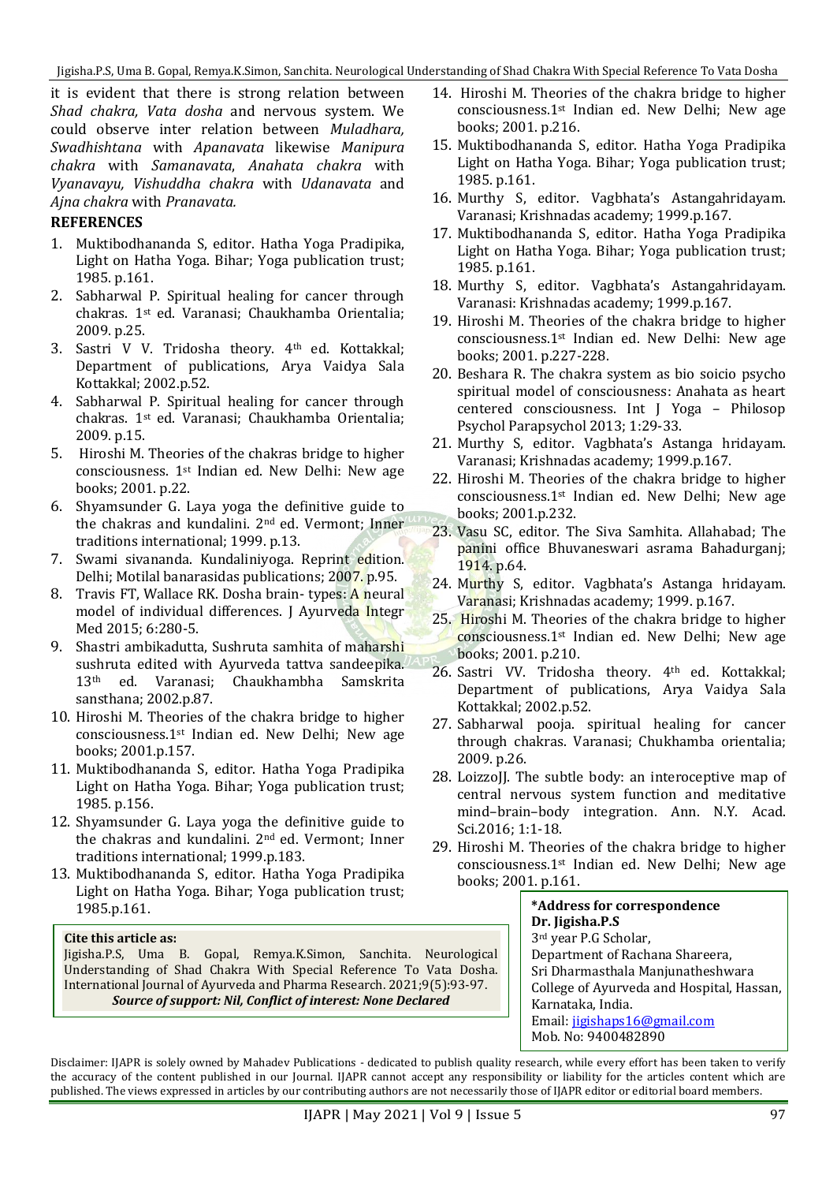it is evident that there is strong relation between *Shad chakra, Vata dosha* and nervous system. We could observe inter relation between *Muladhara, Swadhishtana* with *Apanavata* likewise *Manipura chakra* with *Samanavata*, *Anahata chakra* with *Vyanavayu, Vishuddha chakra* with *Udanavata* and *Ajna chakra* with *Pranavata.*

## REFERENCES

1. Muktibodhananda S, editor. Hatha Yoga Pradipika, Light on Hatha Yoga. Bihar; Yoga publication trust; 1985. p.161.
2. Sabharwal P. Spiritual healing for cancer through chakras. 1st ed. Varanasi; Chaukhamba Orientalia; 2009. p.25.
3. Sastri V V. Tridosha theory. 4th ed. Kottakkal; Department of publications, Arya Vaidya Sala Kottakkal; 2002.p.52.
4. Sabharwal P. Spiritual healing for cancer through chakras. 1st ed. Varanasi; Chaukhamba Orientalia; 2009. p.15.
5. Hiroshi M. Theories of the chakras bridge to higher consciousness. 1st Indian ed. New Delhi: New age books; 2001. p.22.
6. Shyamsunder G. Laya yoga the definitive guide to the chakras and kundalini. 2nd ed. Vermont; Inner traditions international; 1999. p.13.
7. Swami sivananda. Kundaliniyoga. Reprint edition. Delhi; Motilal banarasidas publications; 2007. p.95.
8. Travis FT, Wallace RK. Dosha brain- types: A neural model of individual differences. J Ayurveda Integr Med 2015; 6:280-5.
9. Shastri ambikadutta, Sushruta samhita of maharshi sushruta edited with Ayurveda tattva sandeepika. 13th ed. Varanasi; Chaukhambha Samskrita sansthana; 2002.p.87.
10. Hiroshi M. Theories of the chakra bridge to higher consciousness.1st Indian ed. New Delhi; New age books; 2001.p.157.
11. Muktibodhananda S, editor. Hatha Yoga Pradipika Light on Hatha Yoga. Bihar; Yoga publication trust; 1985. p.156.
12. Shyamsunder G. Laya yoga the definitive guide to the chakras and kundalini. 2nd ed. Vermont; Inner traditions international; 1999.p.183.
13. Muktibodhananda S, editor. Hatha Yoga Pradipika Light on Hatha Yoga. Bihar; Yoga publication trust; 1985.p.161.
14. Hiroshi M. Theories of the chakra bridge to higher consciousness.1st Indian ed. New Delhi; New age books; 2001. p.216.
15. Muktibodhananda S, editor. Hatha Yoga Pradipika Light on Hatha Yoga. Bihar; Yoga publication trust; 1985. p.161.
16. Murthy S, editor. Vagbhata's Astangahridayam. Varanasi; Krishnadas academy; 1999.p.167.
17. Muktibodhananda S, editor. Hatha Yoga Pradipika Light on Hatha Yoga. Bihar; Yoga publication trust; 1985. p.161.
18. Murthy S, editor. Vagbhata's Astangahridayam. Varanasi: Krishnadas academy; 1999.p.167.
19. Hiroshi M. Theories of the chakra bridge to higher consciousness.1st Indian ed. New Delhi: New age books; 2001. p.227-228.
20. Beshara R. The chakra system as bio soicio psycho spiritual model of consciousness: Anahata as heart centered consciousness. Int J Yoga – Philosop Psychol Parapsychol 2013; 1:29-33.
21. Murthy S, editor. Vagbhata's Astanga hridayam. Varanasi; Krishnadas academy; 1999.p.167.
22. Hiroshi M. Theories of the chakra bridge to higher consciousness.1st Indian ed. New Delhi; New age books; 2001.p.232.
23. Vasu SC, editor. The Siva Samhita. Allahabad; The panini office Bhuvaneswari asrama Bahadurganj; 1914. p.64.
24. Murthy S, editor. Vagbhata's Astanga hridayam. Varanasi; Krishnadas academy; 1999. p.167.
25. Hiroshi M. Theories of the chakra bridge to higher consciousness.1st Indian ed. New Delhi; New age books; 2001. p.210.
26. Sastri VV. Tridosha theory. 4th ed. Kottakkal; Department of publications, Arya Vaidya Sala Kottakkal; 2002.p.52.
27. Sabharwal pooja. spiritual healing for cancer through chakras. Varanasi; Chukhamba orientalia; 2009. p.26.
28. LoizzoJJ. The subtle body: an interoceptive map of central nervous system function and meditative mind–brain–body integration. Ann. N.Y. Acad. Sci.2016; 1:1-18.
29. Hiroshi M. Theories of the chakra bridge to higher consciousness.1st Indian ed. New Delhi; New age books; 2001. p.161.

**Cite this article as:**
Jigisha.P.S, Uma B. Gopal, Remya.K.Simon, Sanchita. Neurological Understanding of Shad Chakra With Special Reference To Vata Dosha. International Journal of Ayurveda and Pharma Research. 2021;9(5):93-97.
***Source of support: Nil, Conflict of interest: None Declared***

**\*Address for correspondence**
**Dr. Jigisha.P.S**
3rd year P.G Scholar,
Department of Rachana Shareera,
Sri Dharmasthala Manjunatheshwara College of Ayurveda and Hospital, Hassan, Karnataka, India.
Email: jigishaps16@gmail.com
Mob. No: 9400482890

Disclaimer: IJAPR is solely owned by Mahadev Publications - dedicated to publish quality research, while every effort has been taken to verify the accuracy of the content published in our Journal. IJAPR cannot accept any responsibility or liability for the articles content which are published. The views expressed in articles by our contributing authors are not necessarily those of IJAPR editor or editorial board members.